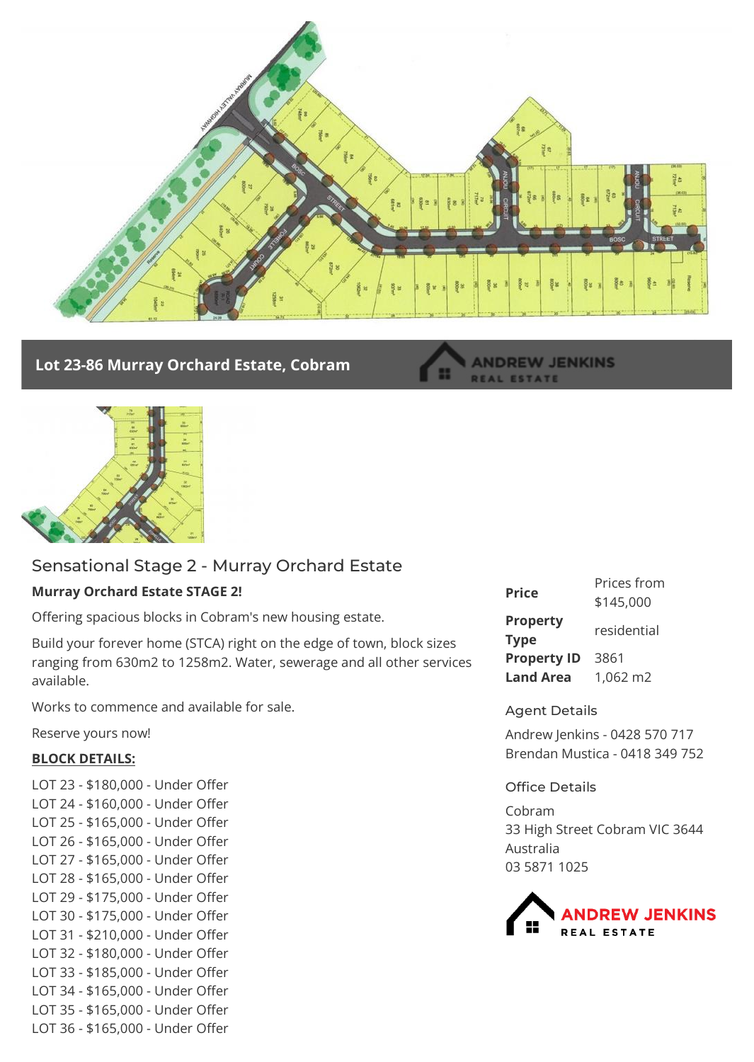## Lot 23-86 Murray Orchard Estate, Cobram

# Sensational Stage 2 - Murray Orchard Estate

**Murray Orchard Estate STAGE 2!**

Offering spacious blocks in Cobram's new housing estate.

Build your forever home (STCA) right on the edge of town, block sizes ranging from 630m2 to 1258m2. Water, sewerage and all other services available.

Works to commence and available for sale.

Reserve yours now!

**BLOCK DETAILS:**

LOT 23 - $180,000 - Under Offer
LOT 24 - $160,000 - Under Offer
LOT 25 - $165,000 - Under Offer
LOT 26 - $165,000 - Under Offer
LOT 27 - $165,000 - Under Offer
LOT 28 - $165,000 - Under Offer
LOT 29 - $175,000 - Under Offer
LOT 30 - $175,000 - Under Offer
LOT 31 - $210,000 - Under Offer
LOT 32 - $180,000 - Under Offer
LOT 33 - $185,000 - Under Offer
LOT 34 - $165,000 - Under Offer
LOT 35 - $165,000 - Under Offer
LOT 36 - $165,000 - Under Offer

| | |
|---|---|
| **Price** | Prices from $145,000 |
| **Property Type** | residential |
| **Property ID** | 3861 |
| **Land Area** | 1,062 m2 |

### Agent Details

Andrew Jenkins - 0428 570 717
Brendan Mustica - 0418 349 752

### Office Details

Cobram
33 High Street Cobram VIC 3644
Australia
03 5871 1025

ANDREW JENKINS REAL ESTATE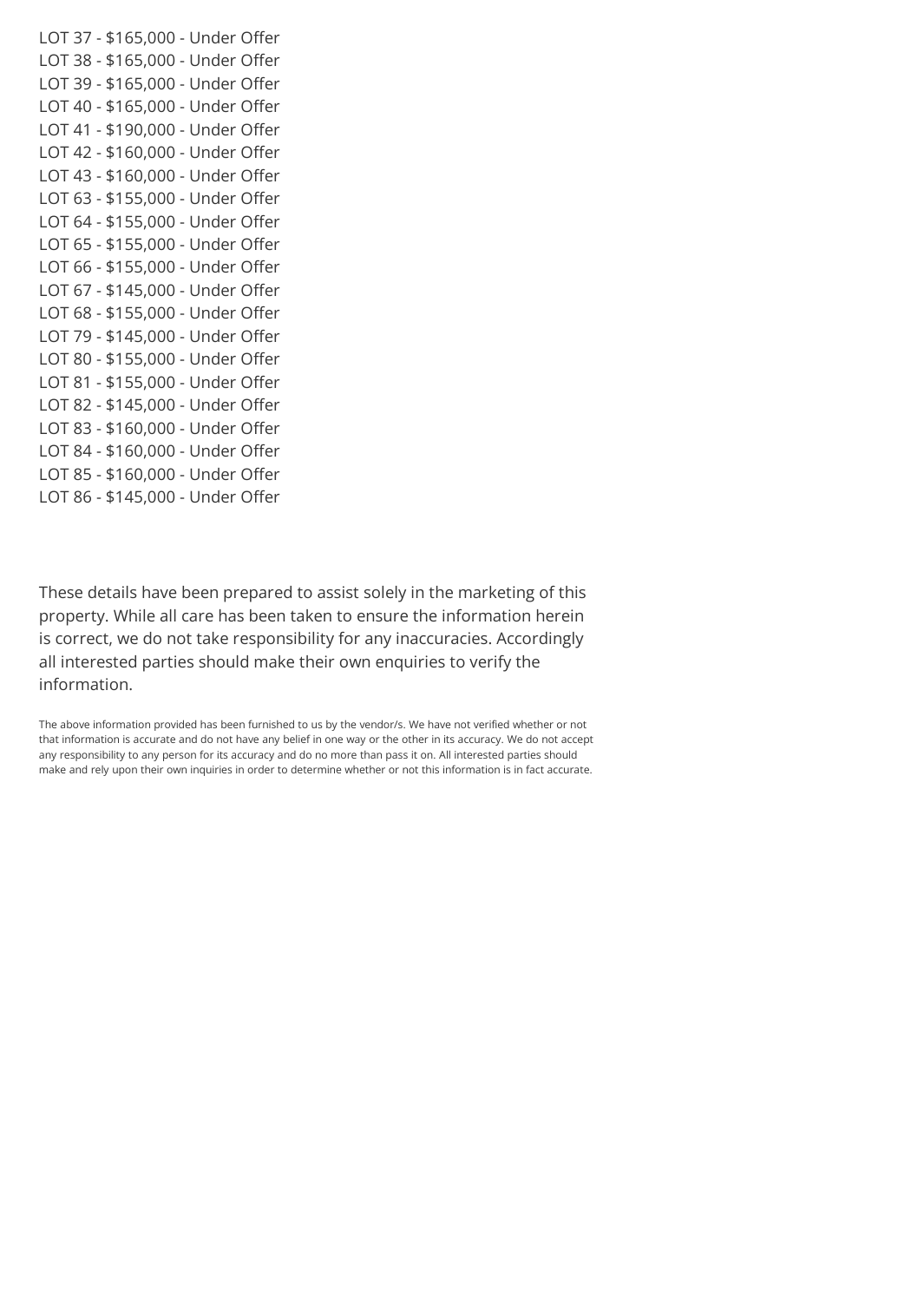LOT 37 - $165,000 - Under Offer
LOT 38 - $165,000 - Under Offer
LOT 39 - $165,000 - Under Offer
LOT 40 - $165,000 - Under Offer
LOT 41 - $190,000 - Under Offer
LOT 42 - $160,000 - Under Offer
LOT 43 - $160,000 - Under Offer
LOT 63 - $155,000 - Under Offer
LOT 64 - $155,000 - Under Offer
LOT 65 - $155,000 - Under Offer
LOT 66 - $155,000 - Under Offer
LOT 67 - $145,000 - Under Offer
LOT 68 - $155,000 - Under Offer
LOT 79 - $145,000 - Under Offer
LOT 80 - $155,000 - Under Offer
LOT 81 - $155,000 - Under Offer
LOT 82 - $145,000 - Under Offer
LOT 83 - $160,000 - Under Offer
LOT 84 - $160,000 - Under Offer
LOT 85 - $160,000 - Under Offer
LOT 86 - $145,000 - Under Offer

These details have been prepared to assist solely in the marketing of this property. While all care has been taken to ensure the information herein is correct, we do not take responsibility for any inaccuracies. Accordingly all interested parties should make their own enquiries to verify the information.

The above information provided has been furnished to us by the vendor/s. We have not verified whether or not that information is accurate and do not have any belief in one way or the other in its accuracy. We do not accept any responsibility to any person for its accuracy and do no more than pass it on. All interested parties should make and rely upon their own inquiries in order to determine whether or not this information is in fact accurate.